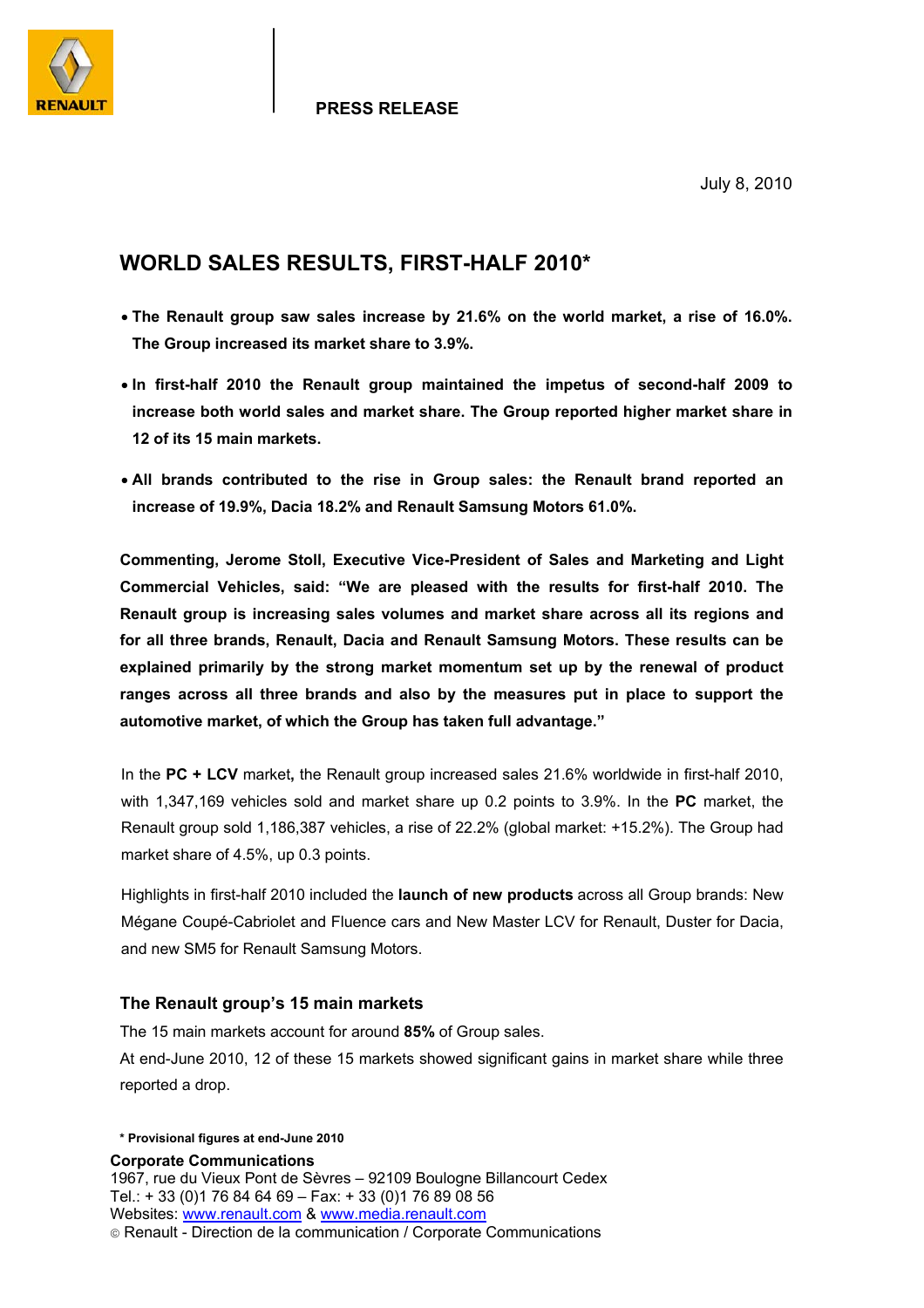**PRESS RELEASE**

July 8, 2010

# WORLD SALES RESULTS, FIRST-HALF 2010*

- **The Renault group saw sales increase by 21.6% on the world market, a rise of 16.0%. The Group increased its market share to 3.9%.**
- **In first-half 2010 the Renault group maintained the impetus of second-half 2009 to increase both world sales and market share. The Group reported higher market share in 12 of its 15 main markets.**
- **All brands contributed to the rise in Group sales: the Renault brand reported an increase of 19.9%, Dacia 18.2% and Renault Samsung Motors 61.0%.**

**Commenting, Jerome Stoll, Executive Vice-President of Sales and Marketing and Light Commercial Vehicles, said: "We are pleased with the results for first-half 2010. The Renault group is increasing sales volumes and market share across all its regions and for all three brands, Renault, Dacia and Renault Samsung Motors. These results can be explained primarily by the strong market momentum set up by the renewal of product ranges across all three brands and also by the measures put in place to support the automotive market, of which the Group has taken full advantage."**

In the **PC + LCV** market**,** the Renault group increased sales 21.6% worldwide in first-half 2010, with 1,347,169 vehicles sold and market share up 0.2 points to 3.9%. In the **PC** market, the Renault group sold 1,186,387 vehicles, a rise of 22.2% (global market: +15.2%). The Group had market share of 4.5%, up 0.3 points.

Highlights in first-half 2010 included the **launch of new products** across all Group brands: New Mégane Coupé-Cabriolet and Fluence cars and New Master LCV for Renault, Duster for Dacia, and new SM5 for Renault Samsung Motors.

## The Renault group's 15 main markets

The 15 main markets account for around **85%** of Group sales.

At end-June 2010, 12 of these 15 markets showed significant gains in market share while three reported a drop.

**\* Provisional figures at end-June 2010**

**Corporate Communications**
1967, rue du Vieux Pont de Sèvres – 92109 Boulogne Billancourt Cedex
Tel.: + 33 (0)1 76 84 64 69 – Fax: + 33 (0)1 76 89 08 56
Websites: www.renault.com & www.media.renault.com
© Renault - Direction de la communication / Corporate Communications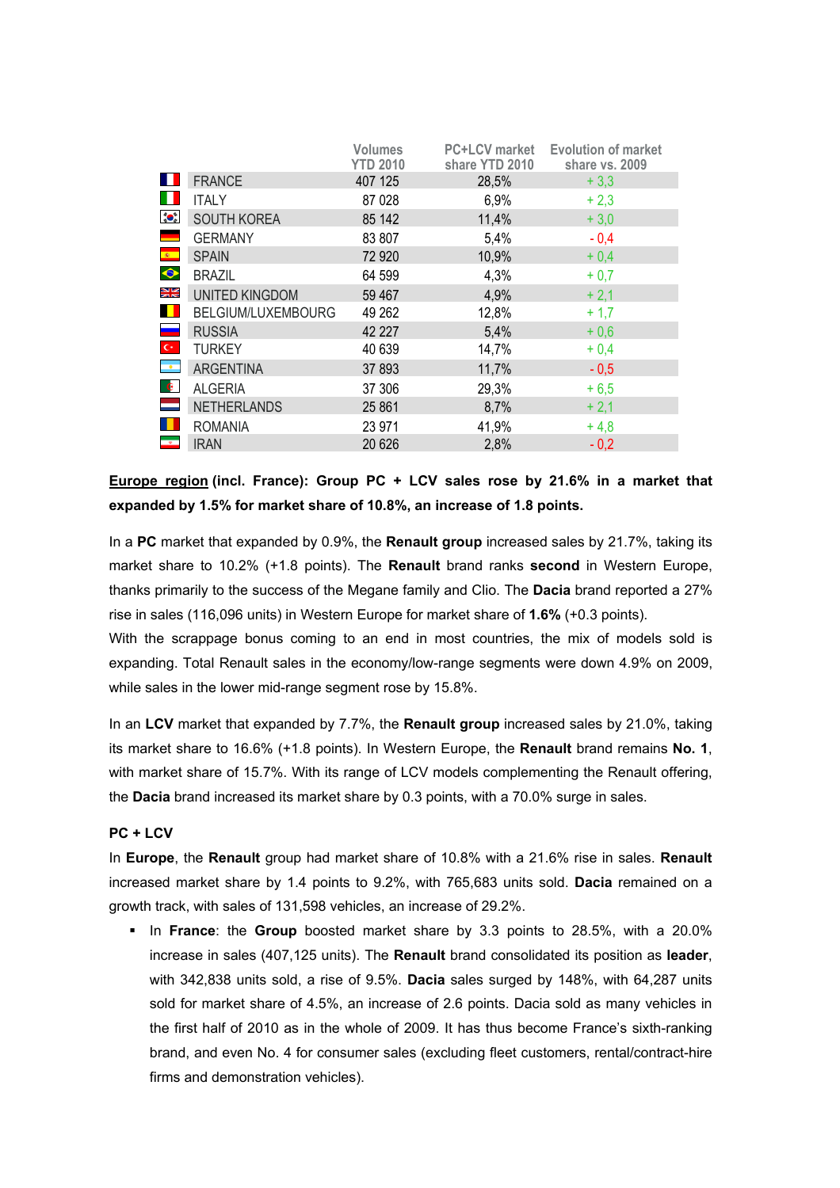| | Volumes YTD 2010 | PC+LCV market share YTD 2010 | Evolution of market share vs. 2009 |
|---|---|---|---|
| FRANCE | 407 125 | 28,5% | + 3,3 |
| ITALY | 87 028 | 6,9% | + 2,3 |
| SOUTH KOREA | 85 142 | 11,4% | + 3,0 |
| GERMANY | 83 807 | 5,4% | - 0,4 |
| SPAIN | 72 920 | 10,9% | + 0,4 |
| BRAZIL | 64 599 | 4,3% | + 0,7 |
| UNITED KINGDOM | 59 467 | 4,9% | + 2,1 |
| BELGIUM/LUXEMBOURG | 49 262 | 12,8% | + 1,7 |
| RUSSIA | 42 227 | 5,4% | + 0,6 |
| TURKEY | 40 639 | 14,7% | + 0,4 |
| ARGENTINA | 37 893 | 11,7% | - 0,5 |
| ALGERIA | 37 306 | 29,3% | + 6,5 |
| NETHERLANDS | 25 861 | 8,7% | + 2,1 |
| ROMANIA | 23 971 | 41,9% | + 4,8 |
| IRAN | 20 626 | 2,8% | - 0,2 |

**Europe region (incl. France): Group PC + LCV sales rose by 21.6% in a market that expanded by 1.5% for market share of 10.8%, an increase of 1.8 points.**

In a **PC** market that expanded by 0.9%, the **Renault group** increased sales by 21.7%, taking its market share to 10.2% (+1.8 points). The **Renault** brand ranks **second** in Western Europe, thanks primarily to the success of the Megane family and Clio. The **Dacia** brand reported a 27% rise in sales (116,096 units) in Western Europe for market share of **1.6%** (+0.3 points).
With the scrappage bonus coming to an end in most countries, the mix of models sold is expanding. Total Renault sales in the economy/low-range segments were down 4.9% on 2009, while sales in the lower mid-range segment rose by 15.8%.

In an **LCV** market that expanded by 7.7%, the **Renault group** increased sales by 21.0%, taking its market share to 16.6% (+1.8 points). In Western Europe, the **Renault** brand remains **No. 1**, with market share of 15.7%. With its range of LCV models complementing the Renault offering, the **Dacia** brand increased its market share by 0.3 points, with a 70.0% surge in sales.

**PC + LCV**

In **Europe**, the **Renault** group had market share of 10.8% with a 21.6% rise in sales. **Renault** increased market share by 1.4 points to 9.2%, with 765,683 units sold. **Dacia** remained on a growth track, with sales of 131,598 vehicles, an increase of 29.2%.

- In **France**: the **Group** boosted market share by 3.3 points to 28.5%, with a 20.0% increase in sales (407,125 units). The **Renault** brand consolidated its position as **leader**, with 342,838 units sold, a rise of 9.5%. **Dacia** sales surged by 148%, with 64,287 units sold for market share of 4.5%, an increase of 2.6 points. Dacia sold as many vehicles in the first half of 2010 as in the whole of 2009. It has thus become France's sixth-ranking brand, and even No. 4 for consumer sales (excluding fleet customers, rental/contract-hire firms and demonstration vehicles).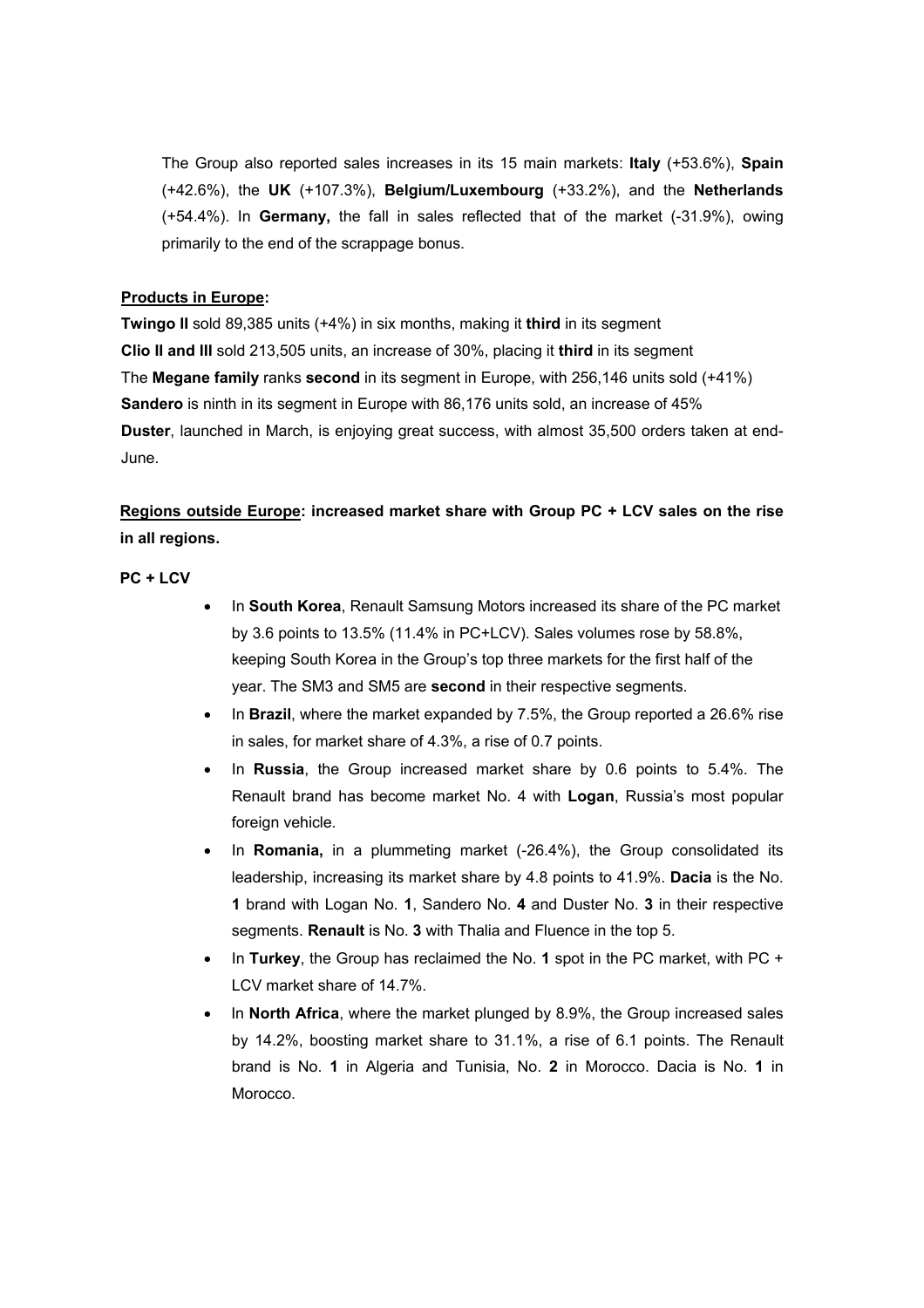The Group also reported sales increases in its 15 main markets: **Italy** (+53.6%), **Spain** (+42.6%), the **UK** (+107.3%), **Belgium/Luxembourg** (+33.2%), and the **Netherlands** (+54.4%). In **Germany,** the fall in sales reflected that of the market (-31.9%), owing primarily to the end of the scrappage bonus.

**Products in Europe:**

**Twingo II** sold 89,385 units (+4%) in six months, making it **third** in its segment
**Clio II and III** sold 213,505 units, an increase of 30%, placing it **third** in its segment
The **Megane family** ranks **second** in its segment in Europe, with 256,146 units sold (+41%)
**Sandero** is ninth in its segment in Europe with 86,176 units sold, an increase of 45%
**Duster**, launched in March, is enjoying great success, with almost 35,500 orders taken at end-June.

**Regions outside Europe: increased market share with Group PC + LCV sales on the rise in all regions.**

**PC + LCV**

- In **South Korea**, Renault Samsung Motors increased its share of the PC market by 3.6 points to 13.5% (11.4% in PC+LCV). Sales volumes rose by 58.8%, keeping South Korea in the Group's top three markets for the first half of the year. The SM3 and SM5 are **second** in their respective segments.
- In **Brazil**, where the market expanded by 7.5%, the Group reported a 26.6% rise in sales, for market share of 4.3%, a rise of 0.7 points.
- In **Russia**, the Group increased market share by 0.6 points to 5.4%. The Renault brand has become market No. 4 with **Logan**, Russia's most popular foreign vehicle.
- In **Romania,** in a plummeting market (-26.4%), the Group consolidated its leadership, increasing its market share by 4.8 points to 41.9%. **Dacia** is the No. **1** brand with Logan No. **1**, Sandero No. **4** and Duster No. **3** in their respective segments. **Renault** is No. **3** with Thalia and Fluence in the top 5.
- In **Turkey**, the Group has reclaimed the No. **1** spot in the PC market, with PC + LCV market share of 14.7%.
- In **North Africa**, where the market plunged by 8.9%, the Group increased sales by 14.2%, boosting market share to 31.1%, a rise of 6.1 points. The Renault brand is No. **1** in Algeria and Tunisia, No. **2** in Morocco. Dacia is No. **1** in Morocco.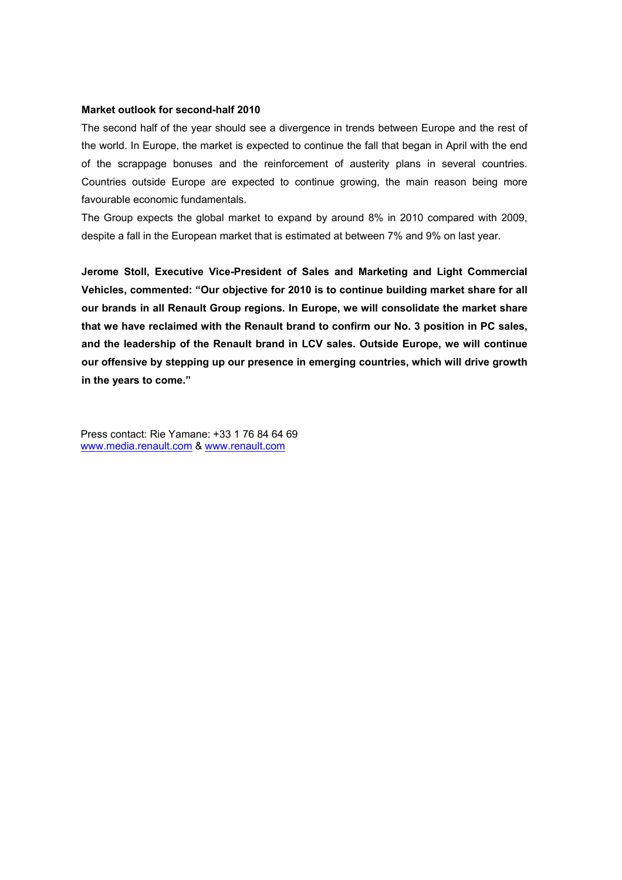**Market outlook for second-half 2010**

The second half of the year should see a divergence in trends between Europe and the rest of the world. In Europe, the market is expected to continue the fall that began in April with the end of the scrappage bonuses and the reinforcement of austerity plans in several countries. Countries outside Europe are expected to continue growing, the main reason being more favourable economic fundamentals.

The Group expects the global market to expand by around 8% in 2010 compared with 2009, despite a fall in the European market that is estimated at between 7% and 9% on last year.

**Jerome Stoll, Executive Vice-President of Sales and Marketing and Light Commercial Vehicles, commented: "Our objective for 2010 is to continue building market share for all our brands in all Renault Group regions. In Europe, we will consolidate the market share that we have reclaimed with the Renault brand to confirm our No. 3 position in PC sales, and the leadership of the Renault brand in LCV sales. Outside Europe, we will continue our offensive by stepping up our presence in emerging countries, which will drive growth in the years to come."**

Press contact: Rie Yamane: +33 1 76 84 64 69
www.media.renault.com & www.renault.com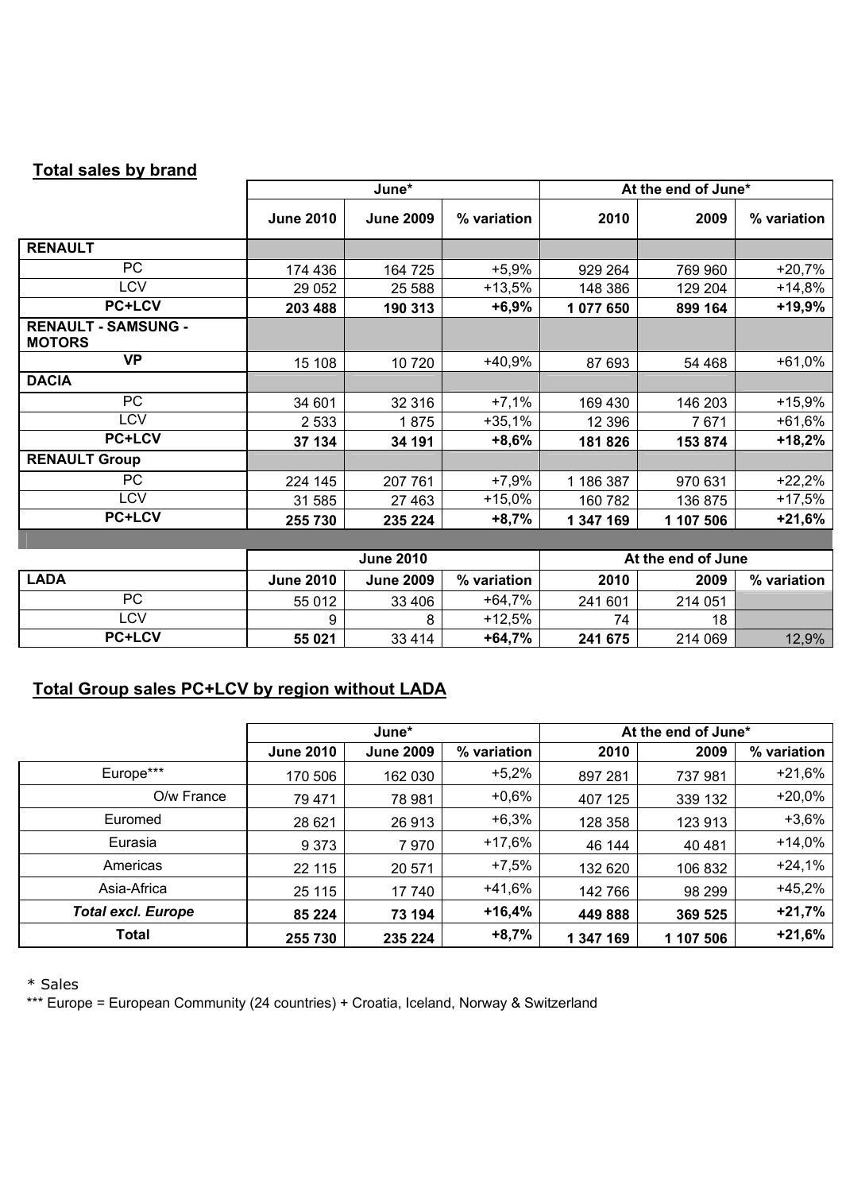## Total sales by brand

| | June* | | | At the end of June* | | |
|---|---|---|---|---|---|---|
| | **June 2010** | **June 2009** | **% variation** | **2010** | **2009** | **% variation** |
| **RENAULT** | | | | | | |
| PC | 174 436 | 164 725 | +5,9% | 929 264 | 769 960 | +20,7% |
| LCV | 29 052 | 25 588 | +13,5% | 148 386 | 129 204 | +14,8% |
| **PC+LCV** | **203 488** | **190 313** | **+6,9%** | **1 077 650** | **899 164** | **+19,9%** |
| **RENAULT - SAMSUNG - MOTORS** | | | | | | |
| **VP** | 15 108 | 10 720 | +40,9% | 87 693 | 54 468 | +61,0% |
| **DACIA** | | | | | | |
| PC | 34 601 | 32 316 | +7,1% | 169 430 | 146 203 | +15,9% |
| LCV | 2 533 | 1 875 | +35,1% | 12 396 | 7 671 | +61,6% |
| **PC+LCV** | **37 134** | **34 191** | **+8,6%** | **181 826** | **153 874** | **+18,2%** |
| **RENAULT Group** | | | | | | |
| PC | 224 145 | 207 761 | +7,9% | 1 186 387 | 970 631 | +22,2% |
| LCV | 31 585 | 27 463 | +15,0% | 160 782 | 136 875 | +17,5% |
| **PC+LCV** | **255 730** | **235 224** | **+8,7%** | **1 347 169** | **1 107 506** | **+21,6%** |

| | June 2010 | | | At the end of June | | |
|---|---|---|---|---|---|---|
| **LADA** | **June 2010** | **June 2009** | **% variation** | **2010** | **2009** | **% variation** |
| PC | 55 012 | 33 406 | +64,7% | 241 601 | 214 051 | |
| LCV | 9 | 8 | +12,5% | 74 | 18 | |
| **PC+LCV** | **55 021** | 33 414 | **+64,7%** | **241 675** | 214 069 | 12,9% |

## Total Group sales PC+LCV by region without LADA

| | June* | | | At the end of June* | | |
|---|---|---|---|---|---|---|
| | **June 2010** | **June 2009** | **% variation** | **2010** | **2009** | **% variation** |
| Europe*** | 170 506 | 162 030 | +5,2% | 897 281 | 737 981 | +21,6% |
| O/w France | 79 471 | 78 981 | +0,6% | 407 125 | 339 132 | +20,0% |
| Euromed | 28 621 | 26 913 | +6,3% | 128 358 | 123 913 | +3,6% |
| Eurasia | 9 373 | 7 970 | +17,6% | 46 144 | 40 481 | +14,0% |
| Americas | 22 115 | 20 571 | +7,5% | 132 620 | 106 832 | +24,1% |
| Asia-Africa | 25 115 | 17 740 | +41,6% | 142 766 | 98 299 | +45,2% |
| ***Total excl. Europe*** | **85 224** | **73 194** | **+16,4%** | **449 888** | **369 525** | **+21,7%** |
| **Total** | **255 730** | **235 224** | **+8,7%** | **1 347 169** | **1 107 506** | **+21,6%** |

\* Sales

*** Europe = European Community (24 countries) + Croatia, Iceland, Norway & Switzerland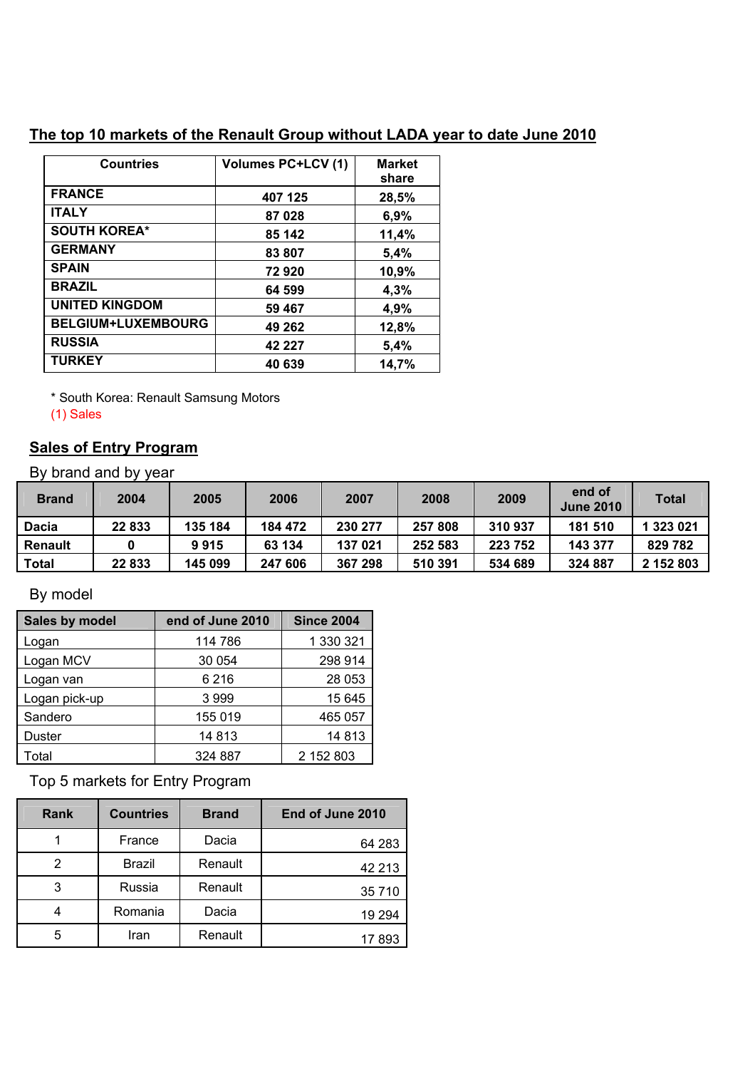## The top 10 markets of the Renault Group without LADA year to date June 2010

| Countries | Volumes PC+LCV (1) | Market share |
|---|---|---|
| **FRANCE** | **407 125** | **28,5%** |
| **ITALY** | **87 028** | **6,9%** |
| **SOUTH KOREA*** | **85 142** | **11,4%** |
| **GERMANY** | **83 807** | **5,4%** |
| **SPAIN** | **72 920** | **10,9%** |
| **BRAZIL** | **64 599** | **4,3%** |
| **UNITED KINGDOM** | **59 467** | **4,9%** |
| **BELGIUM+LUXEMBOURG** | **49 262** | **12,8%** |
| **RUSSIA** | **42 227** | **5,4%** |
| **TURKEY** | **40 639** | **14,7%** |

\* South Korea: Renault Samsung Motors

(1) Sales

## Sales of Entry Program

By brand and by year

| Brand | 2004 | 2005 | 2006 | 2007 | 2008 | 2009 | end of June 2010 | Total |
|---|---|---|---|---|---|---|---|---|
| **Dacia** | **22 833** | **135 184** | **184 472** | **230 277** | **257 808** | **310 937** | **181 510** | **1 323 021** |
| **Renault** | **0** | **9 915** | **63 134** | **137 021** | **252 583** | **223 752** | **143 377** | **829 782** |
| **Total** | **22 833** | **145 099** | **247 606** | **367 298** | **510 391** | **534 689** | **324 887** | **2 152 803** |

By model

| Sales by model | end of June 2010 | Since 2004 |
|---|---|---|
| Logan | 114 786 | 1 330 321 |
| Logan MCV | 30 054 | 298 914 |
| Logan van | 6 216 | 28 053 |
| Logan pick-up | 3 999 | 15 645 |
| Sandero | 155 019 | 465 057 |
| Duster | 14 813 | 14 813 |
| Total | 324 887 | 2 152 803 |

Top 5 markets for Entry Program

| Rank | Countries | Brand | End of June 2010 |
|---|---|---|---|
| 1 | France | Dacia | 64 283 |
| 2 | Brazil | Renault | 42 213 |
| 3 | Russia | Renault | 35 710 |
| 4 | Romania | Dacia | 19 294 |
| 5 | Iran | Renault | 17 893 |